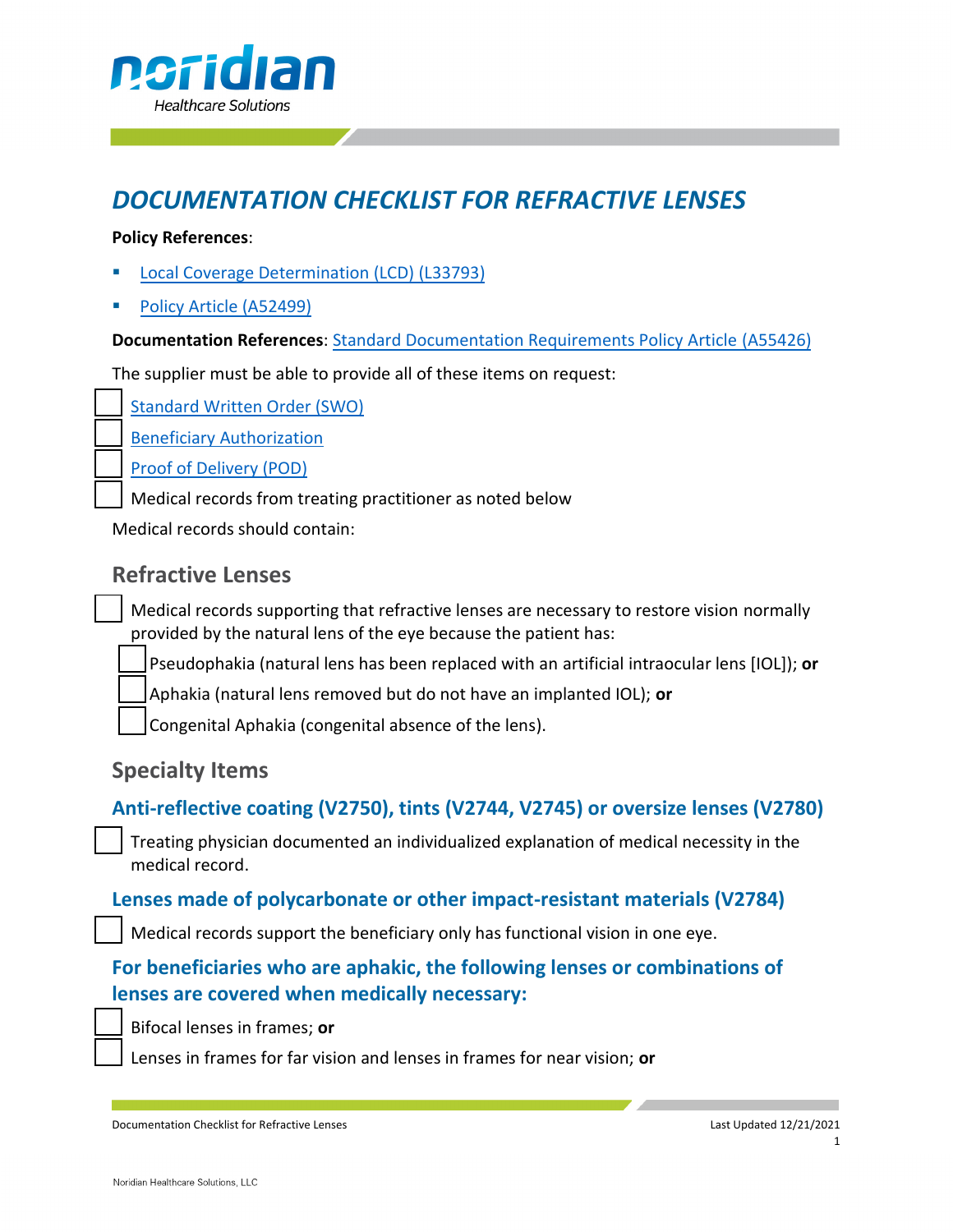# DOCUMENTATION CHECKLIST FOR REFRACTIVE LENSES

**Policy References**:

- Local Coverage Determination (LCD) (L33793)
- Policy Article (A52499)

**Documentation References**: Standard Documentation Requirements Policy Article (A55426)

The supplier must be able to provide all of these items on request:

- [ ] Standard Written Order (SWO)
- [ ] Beneficiary Authorization
- [ ] Proof of Delivery (POD)
- [ ] Medical records from treating practitioner as noted below

Medical records should contain:

## Refractive Lenses

- [ ] Medical records supporting that refractive lenses are necessary to restore vision normally provided by the natural lens of the eye because the patient has:
  - [ ] Pseudophakia (natural lens has been replaced with an artificial intraocular lens [IOL]); **or**
  - [ ] Aphakia (natural lens removed but do not have an implanted IOL); **or**
  - [ ] Congenital Aphakia (congenital absence of the lens).

## Specialty Items

### Anti-reflective coating (V2750), tints (V2744, V2745) or oversize lenses (V2780)

- [ ] Treating physician documented an individualized explanation of medical necessity in the medical record.

### Lenses made of polycarbonate or other impact-resistant materials (V2784)

- [ ] Medical records support the beneficiary only has functional vision in one eye.

### For beneficiaries who are aphakic, the following lenses or combinations of lenses are covered when medically necessary:

- [ ] Bifocal lenses in frames; **or**
- [ ] Lenses in frames for far vision and lenses in frames for near vision; **or**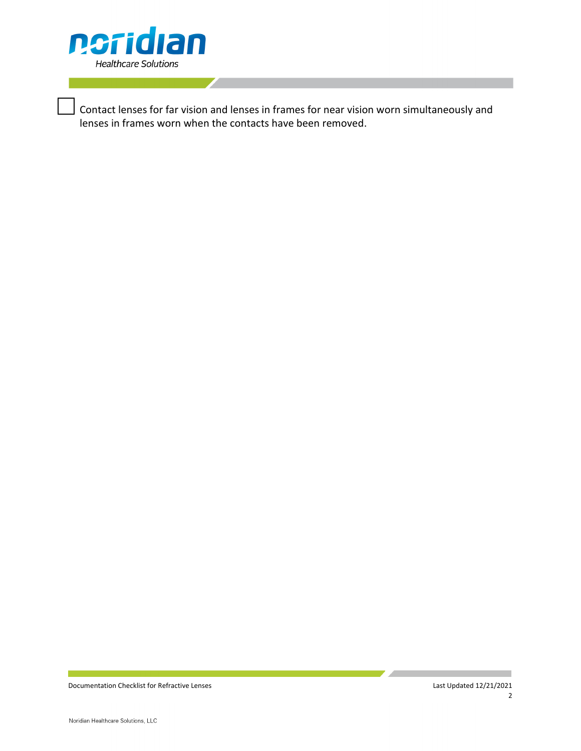- [ ] Contact lenses for far vision and lenses in frames for near vision worn simultaneously and lenses in frames worn when the contacts have been removed.